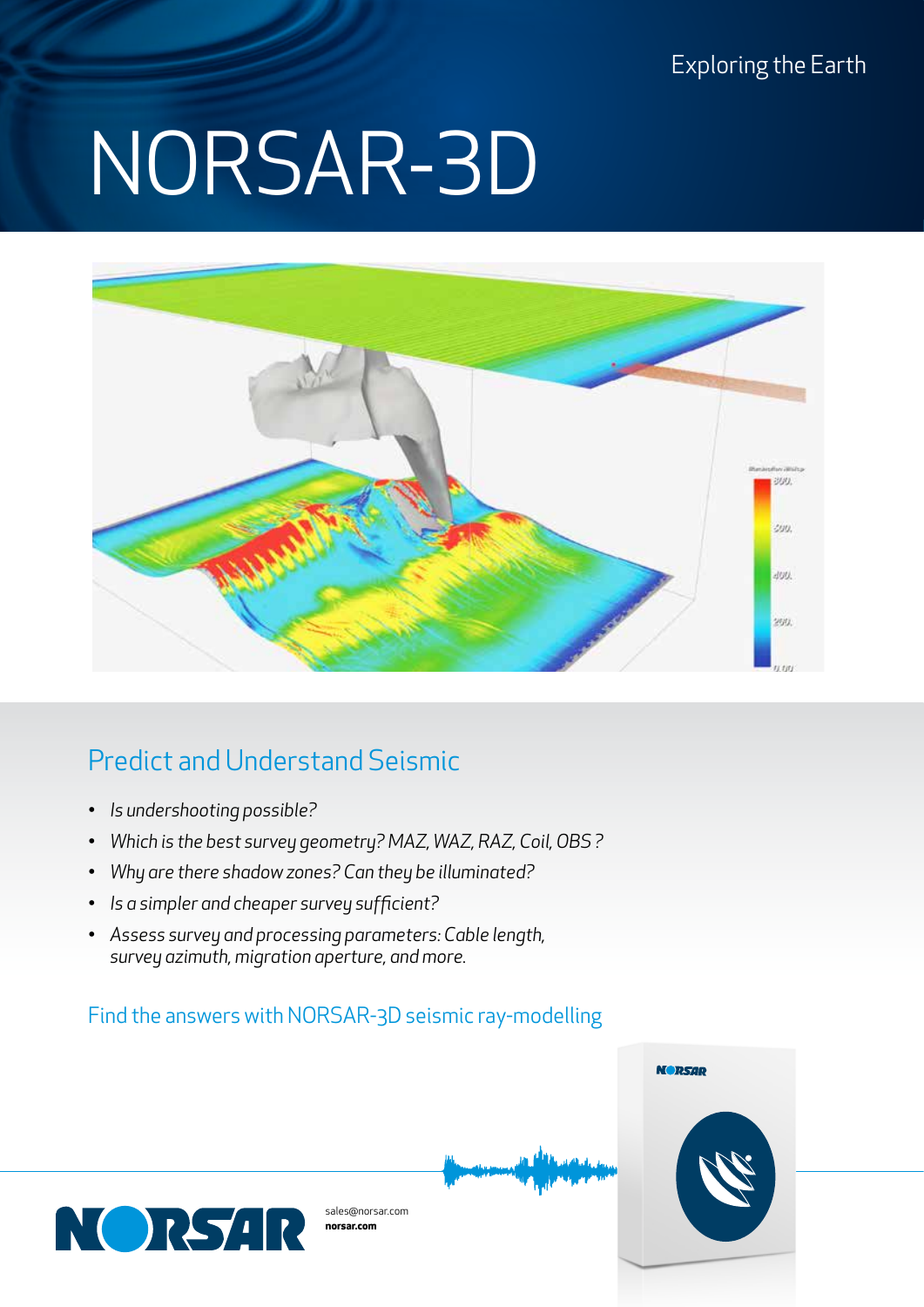Exploring the Earth

# NORSAR-3D

## Predict and Understand Seismic

- *Is undershooting possible?*
- *Which is the best survey geometry? MAZ, WAZ, RAZ, Coil, OBS ?*
- *Why are there shadow zones? Can they be illuminated?*
- *Is a simpler and cheaper survey sufficient?*
- *Assess survey and processing parameters: Cable length, survey azimuth, migration aperture, and more.*

Find the answers with NORSAR-3D seismic ray-modelling

sales@norsar.com
**norsar.com**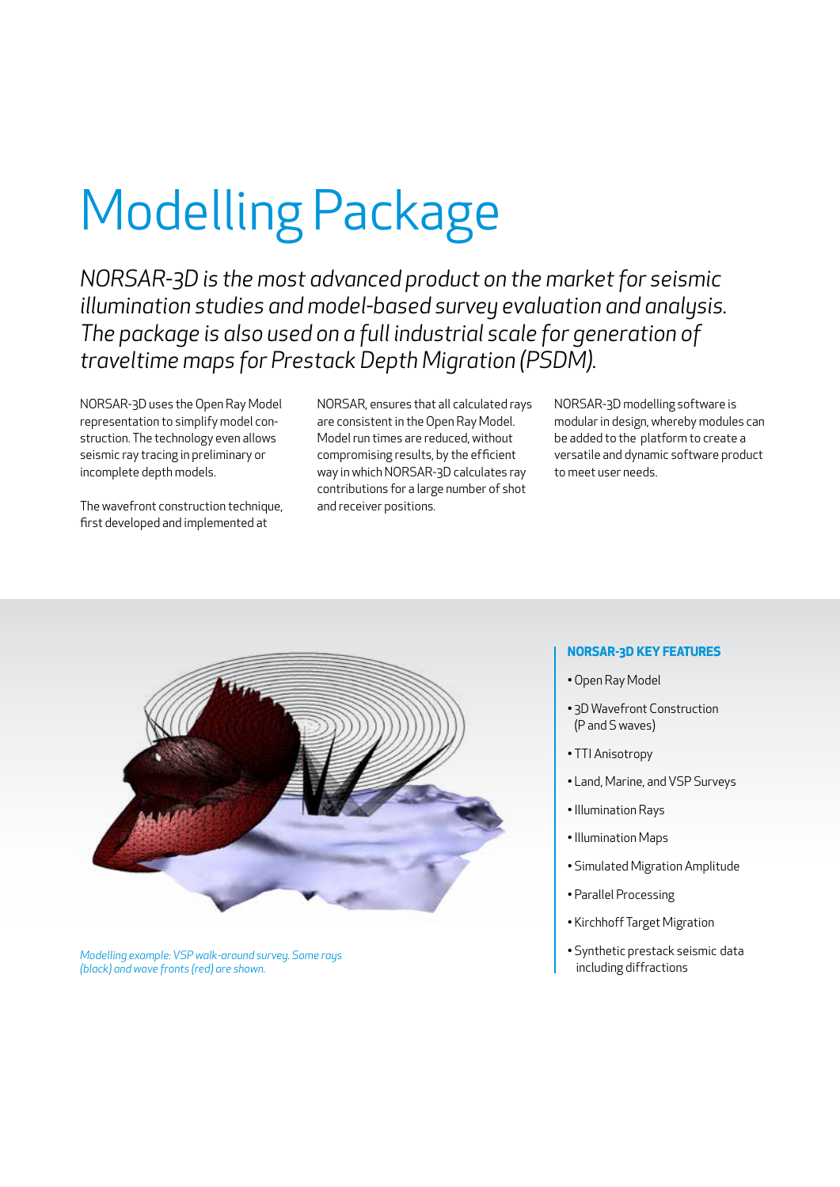# Modelling Package

*NORSAR-3D is the most advanced product on the market for seismic illumination studies and model-based survey evaluation and analysis. The package is also used on a full industrial scale for generation of traveltime maps for Prestack Depth Migration (PSDM).*

NORSAR-3D uses the Open Ray Model representation to simplify model construction. The technology even allows seismic ray tracing in preliminary or incomplete depth models.

The wavefront construction technique, first developed and implemented at NORSAR, ensures that all calculated rays are consistent in the Open Ray Model. Model run times are reduced, without compromising results, by the efficient way in which NORSAR-3D calculates ray contributions for a large number of shot and receiver positions.

NORSAR-3D modelling software is modular in design, whereby modules can be added to the platform to create a versatile and dynamic software product to meet user needs.

*Modelling example: VSP walk-around survey. Some rays (black) and wave fronts (red) are shown.*

**NORSAR-3D KEY FEATURES**

- Open Ray Model
- 3D Wavefront Construction (P and S waves)
- TTI Anisotropy
- Land, Marine, and VSP Surveys
- Illumination Rays
- Illumination Maps
- Simulated Migration Amplitude
- Parallel Processing
- Kirchhoff Target Migration
- Synthetic prestack seismic data including diffractions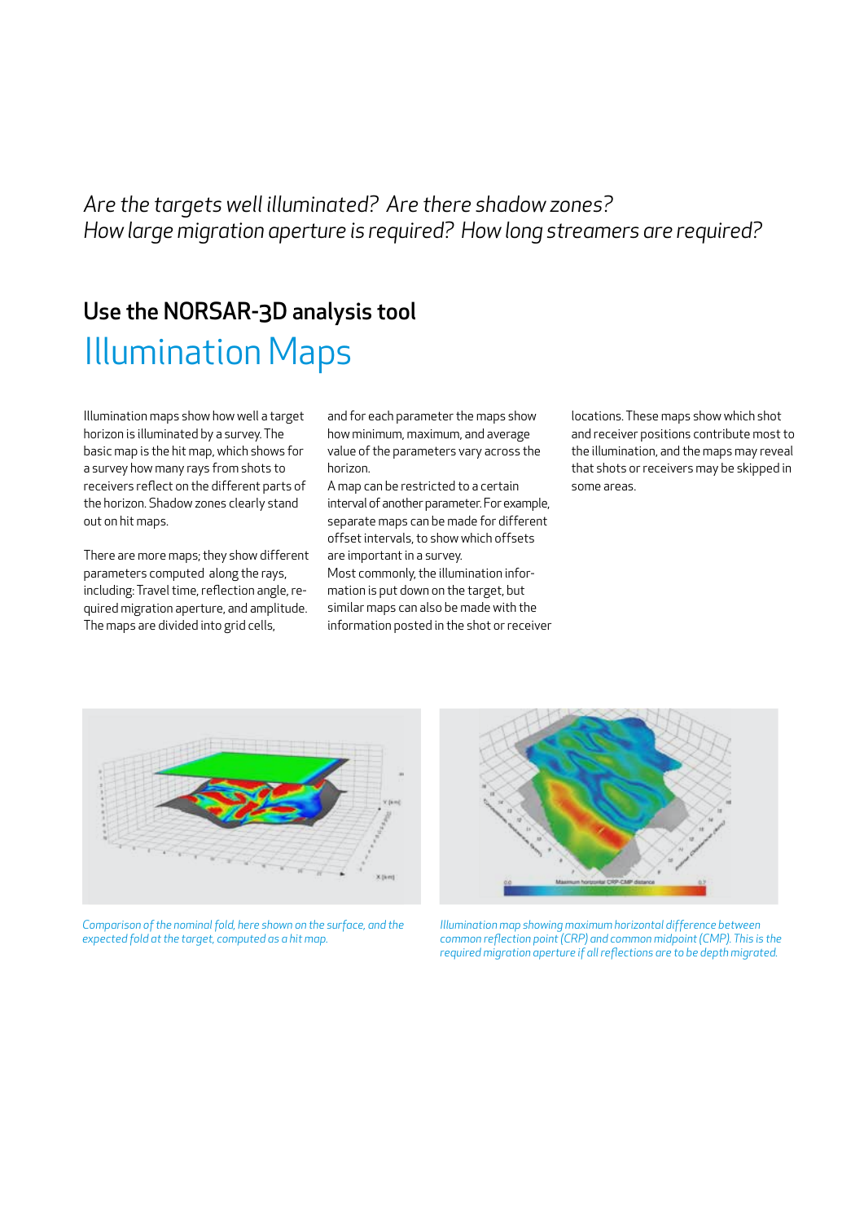*Are the targets well illuminated? Are there shadow zones?*
*How large migration aperture is required? How long streamers are required?*

## Use the NORSAR-3D analysis tool

# Illumination Maps

Illumination maps show how well a target horizon is illuminated by a survey. The basic map is the hit map, which shows for a survey how many rays from shots to receivers reflect on the different parts of the horizon. Shadow zones clearly stand out on hit maps.

There are more maps; they show different parameters computed along the rays, including: Travel time, reflection angle, required migration aperture, and amplitude. The maps are divided into grid cells, and for each parameter the maps show how minimum, maximum, and average value of the parameters vary across the horizon.

A map can be restricted to a certain interval of another parameter. For example, separate maps can be made for different offset intervals, to show which offsets are important in a survey.

Most commonly, the illumination information is put down on the target, but similar maps can also be made with the information posted in the shot or receiver locations. These maps show which shot and receiver positions contribute most to the illumination, and the maps may reveal that shots or receivers may be skipped in some areas.

*Comparison of the nominal fold, here shown on the surface, and the expected fold at the target, computed as a hit map.*

*Illumination map showing maximum horizontal difference between common reflection point (CRP) and common midpoint (CMP). This is the required migration aperture if all reflections are to be depth migrated.*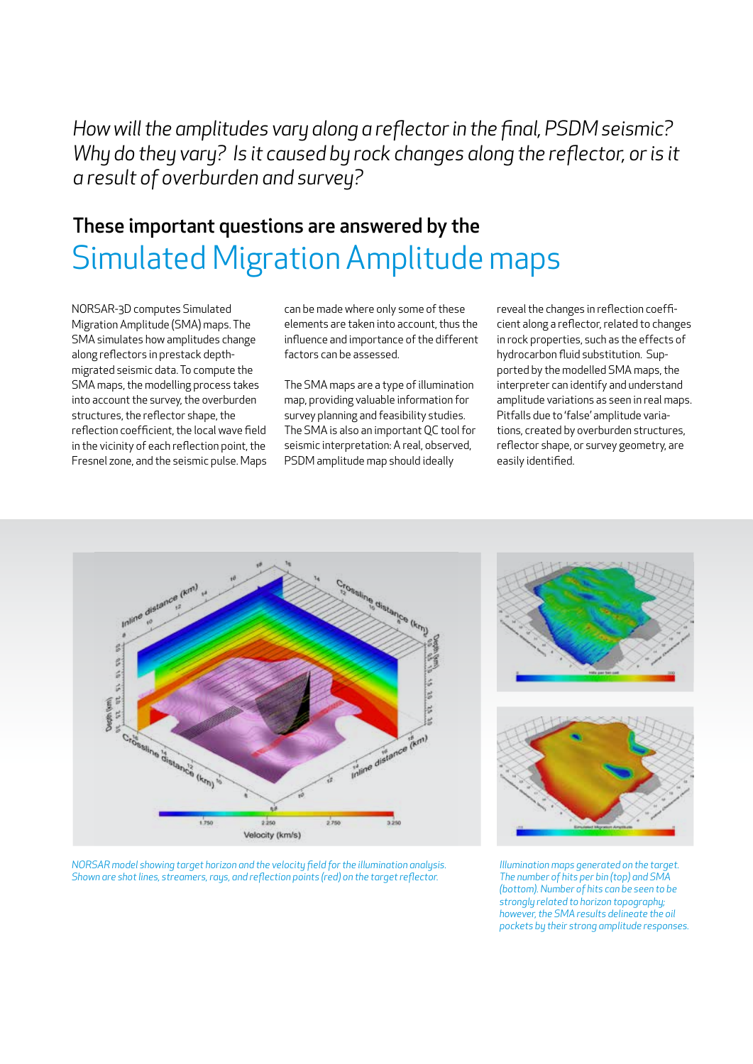*How will the amplitudes vary along a reflector in the final, PSDM seismic? Why do they vary? Is it caused by rock changes along the reflector, or is it a result of overburden and survey?*

## These important questions are answered by the

# Simulated Migration Amplitude maps

NORSAR-3D computes Simulated Migration Amplitude (SMA) maps. The SMA simulates how amplitudes change along reflectors in prestack depth-migrated seismic data. To compute the SMA maps, the modelling process takes into account the survey, the overburden structures, the reflector shape, the reflection coefficient, the local wave field in the vicinity of each reflection point, the Fresnel zone, and the seismic pulse. Maps can be made where only some of these elements are taken into account, thus the influence and importance of the different factors can be assessed.

The SMA maps are a type of illumination map, providing valuable information for survey planning and feasibility studies. The SMA is also an important QC tool for seismic interpretation: A real, observed, PSDM amplitude map should ideally reveal the changes in reflection coefficient along a reflector, related to changes in rock properties, such as the effects of hydrocarbon fluid substitution. Supported by the modelled SMA maps, the interpreter can identify and understand amplitude variations as seen in real maps. Pitfalls due to 'false' amplitude variations, created by overburden structures, reflector shape, or survey geometry, are easily identified.

*NORSAR model showing target horizon and the velocity field for the illumination analysis. Shown are shot lines, streamers, rays, and reflection points (red) on the target reflector.*

*Illumination maps generated on the target. The number of hits per bin (top) and SMA (bottom). Number of hits can be seen to be strongly related to horizon topography; however, the SMA results delineate the oil pockets by their strong amplitude responses.*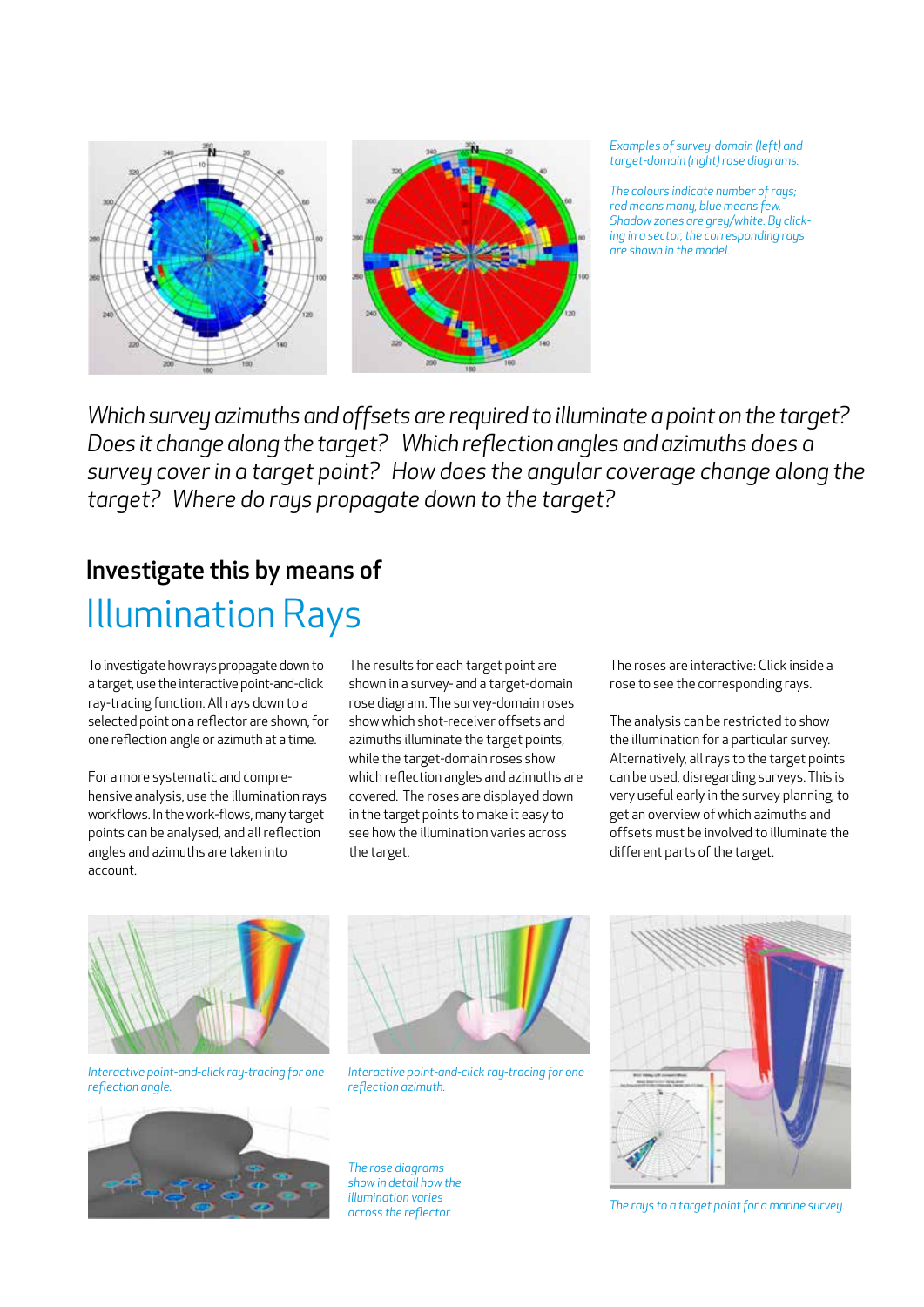*Examples of survey-domain (left) and target-domain (right) rose diagrams.*

*The colours indicate number of rays; red means many, blue means few. Shadow zones are grey/white. By clicking in a sector, the corresponding rays are shown in the model.*

*Which survey azimuths and offsets are required to illuminate a point on the target? Does it change along the target? Which reflection angles and azimuths does a survey cover in a target point? How does the angular coverage change along the target? Where do rays propagate down to the target?*

## Investigate this by means of

# Illumination Rays

To investigate how rays propagate down to a target, use the interactive point-and-click ray-tracing function. All rays down to a selected point on a reflector are shown, for one reflection angle or azimuth at a time.

For a more systematic and comprehensive analysis, use the illumination rays workflows. In the work-flows, many target points can be analysed, and all reflection angles and azimuths are taken into account.

The results for each target point are shown in a survey- and a target-domain rose diagram. The survey-domain roses show which shot-receiver offsets and azimuths illuminate the target points, while the target-domain roses show which reflection angles and azimuths are covered. The roses are displayed down in the target points to make it easy to see how the illumination varies across the target.

The roses are interactive: Click inside a rose to see the corresponding rays.

The analysis can be restricted to show the illumination for a particular survey. Alternatively, all rays to the target points can be used, disregarding surveys. This is very useful early in the survey planning, to get an overview of which azimuths and offsets must be involved to illuminate the different parts of the target.

*Interactive point-and-click ray-tracing for one reflection angle.*

*Interactive point-and-click ray-tracing for one reflection azimuth.*

*The rays to a target point for a marine survey.*

*The rose diagrams show in detail how the illumination varies across the reflector.*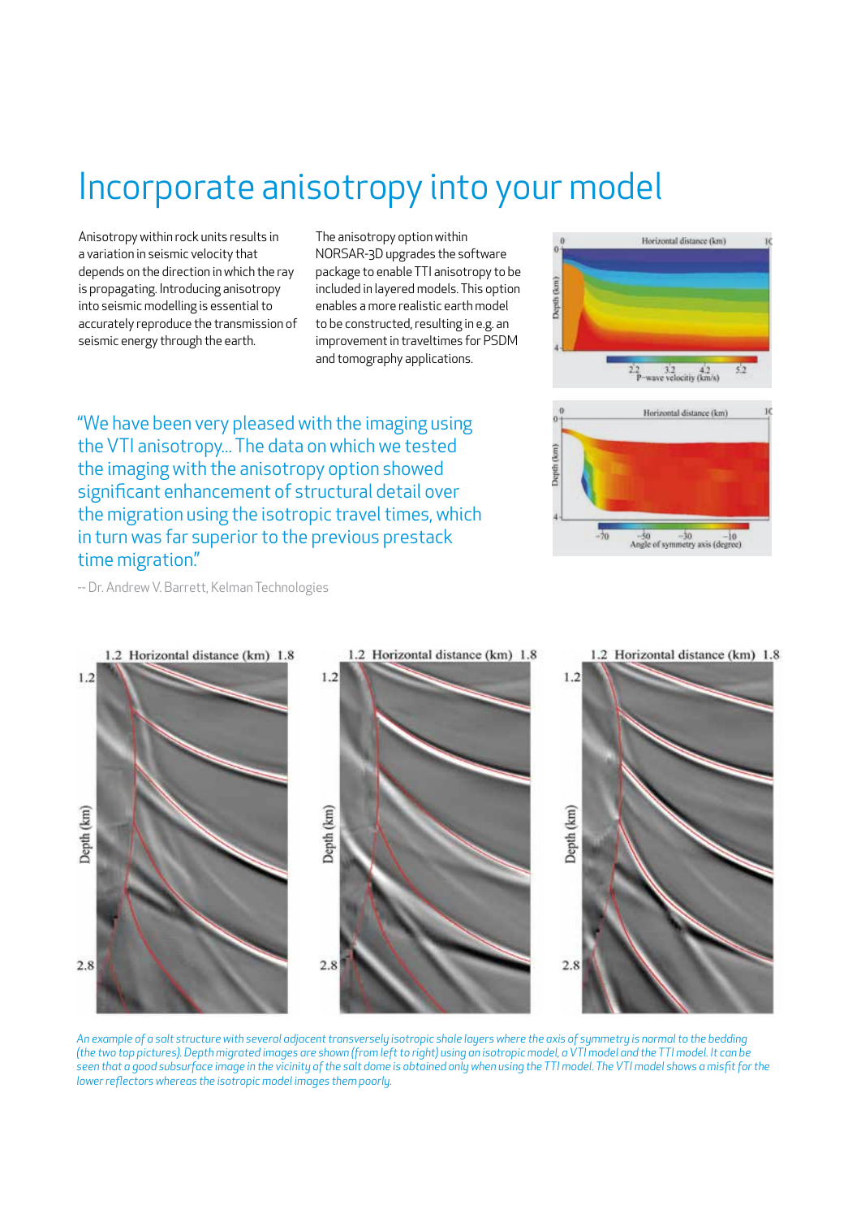# Incorporate anisotropy into your model

Anisotropy within rock units results in a variation in seismic velocity that depends on the direction in which the ray is propagating. Introducing anisotropy into seismic modelling is essential to accurately reproduce the transmission of seismic energy through the earth.

The anisotropy option within NORSAR-3D upgrades the software package to enable TTI anisotropy to be included in layered models. This option enables a more realistic earth model to be constructed, resulting in e.g. an improvement in traveltimes for PSDM and tomography applications.

"We have been very pleased with the imaging using the VTI anisotropy... The data on which we tested the imaging with the anisotropy option showed significant enhancement of structural detail over the migration using the isotropic travel times, which in turn was far superior to the previous prestack time migration."

-- Dr. Andrew V. Barrett, Kelman Technologies

*An example of a salt structure with several adjacent transversely isotropic shale layers where the axis of symmetry is normal to the bedding (the two top pictures). Depth migrated images are shown (from left to right) using an isotropic model, a VTI model and the TTI model. It can be seen that a good subsurface image in the vicinity of the salt dome is obtained only when using the TTI model. The VTI model shows a misfit for the lower reflectors whereas the isotropic model images them poorly.*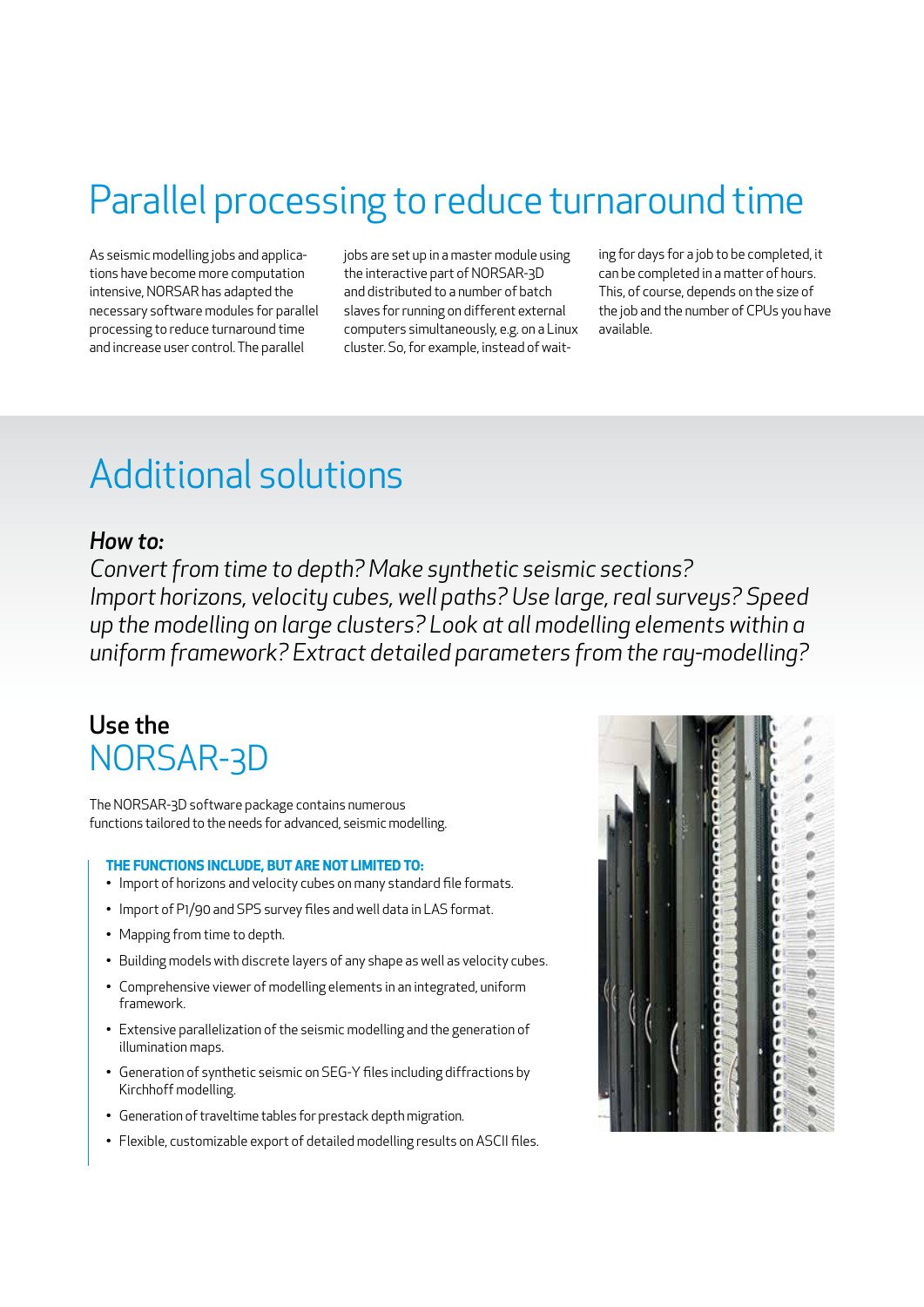# Parallel processing to reduce turnaround time

As seismic modelling jobs and applications have become more computation intensive, NORSAR has adapted the necessary software modules for parallel processing to reduce turnaround time and increase user control. The parallel jobs are set up in a master module using the interactive part of NORSAR-3D and distributed to a number of batch slaves for running on different external computers simultaneously, e.g. on a Linux cluster. So, for example, instead of waiting for days for a job to be completed, it can be completed in a matter of hours. This, of course, depends on the size of the job and the number of CPUs you have available.

# Additional solutions

***How to:***

*Convert from time to depth? Make synthetic seismic sections? Import horizons, velocity cubes, well paths? Use large, real surveys? Speed up the modelling on large clusters? Look at all modelling elements within a uniform framework? Extract detailed parameters from the ray-modelling?*

## Use the NORSAR-3D

The NORSAR-3D software package contains numerous functions tailored to the needs for advanced, seismic modelling.

**THE FUNCTIONS INCLUDE, BUT ARE NOT LIMITED TO:**

- Import of horizons and velocity cubes on many standard file formats.
- Import of P1/90 and SPS survey files and well data in LAS format.
- Mapping from time to depth.
- Building models with discrete layers of any shape as well as velocity cubes.
- Comprehensive viewer of modelling elements in an integrated, uniform framework.
- Extensive parallelization of the seismic modelling and the generation of illumination maps.
- Generation of synthetic seismic on SEG-Y files including diffractions by Kirchhoff modelling.
- Generation of traveltime tables for prestack depth migration.
- Flexible, customizable export of detailed modelling results on ASCII files.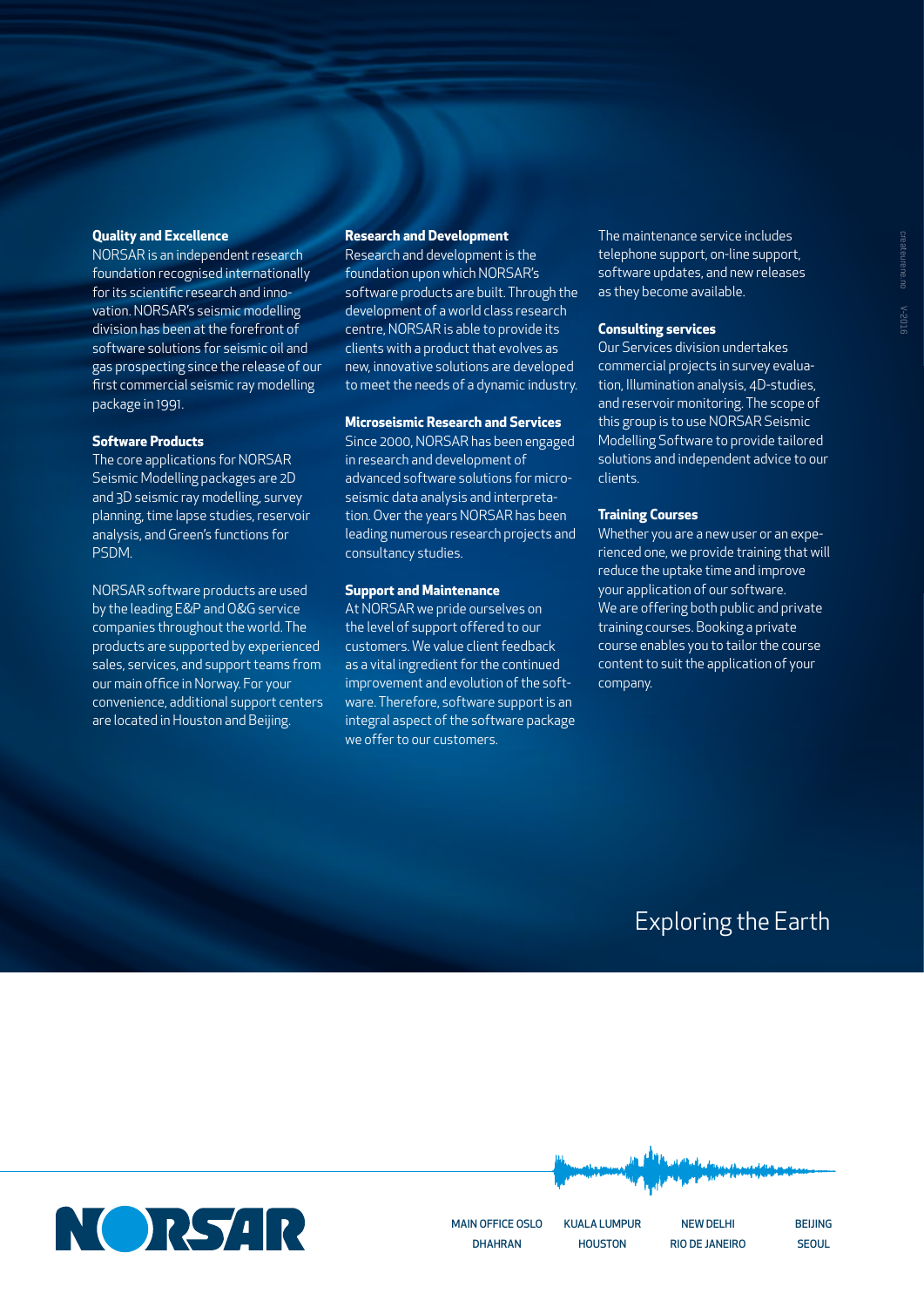### Quality and Excellence

NORSAR is an independent research foundation recognised internationally for its scientific research and innovation. NORSAR's seismic modelling division has been at the forefront of software solutions for seismic oil and gas prospecting since the release of our first commercial seismic ray modelling package in 1991.

### Software Products

The core applications for NORSAR Seismic Modelling packages are 2D and 3D seismic ray modelling, survey planning, time lapse studies, reservoir analysis, and Green's functions for PSDM.

NORSAR software products are used by the leading E&P and O&G service companies throughout the world. The products are supported by experienced sales, services, and support teams from our main office in Norway. For your convenience, additional support centers are located in Houston and Beijing.

### Research and Development

Research and development is the foundation upon which NORSAR's software products are built. Through the development of a world class research centre, NORSAR is able to provide its clients with a product that evolves as new, innovative solutions are developed to meet the needs of a dynamic industry.

### Microseismic Research and Services

Since 2000, NORSAR has been engaged in research and development of advanced software solutions for microseismic data analysis and interpretation. Over the years NORSAR has been leading numerous research projects and consultancy studies.

### Support and Maintenance

At NORSAR we pride ourselves on the level of support offered to our customers. We value client feedback as a vital ingredient for the continued improvement and evolution of the software. Therefore, software support is an integral aspect of the software package we offer to our customers.

The maintenance service includes telephone support, on-line support, software updates, and new releases as they become available.

### Consulting services

Our Services division undertakes commercial projects in survey evaluation, Illumination analysis, 4D-studies, and reservoir monitoring. The scope of this group is to use NORSAR Seismic Modelling Software to provide tailored solutions and independent advice to our clients.

### Training Courses

Whether you are a new user or an experienced one, we provide training that will reduce the uptake time and improve your application of our software.
We are offering both public and private training courses. Booking a private course enables you to tailor the course content to suit the application of your company.

Exploring the Earth

NORSAR

MAIN OFFICE OSLO
DHAHRAN
KUALA LUMPUR
HOUSTON
NEW DELHI
RIO DE JANEIRO
BEIJING
SEOUL